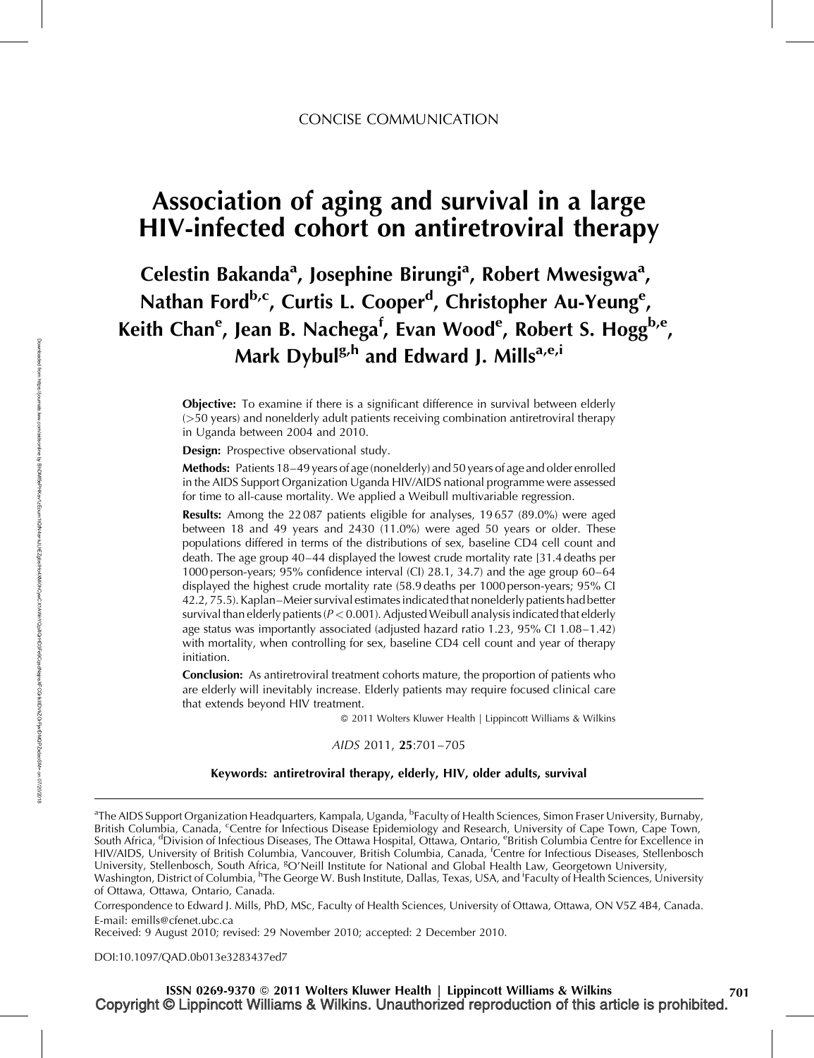CONCISE COMMUNICATION

# Association of aging and survival in a large HIV-infected cohort on antiretroviral therapy

**Celestin Bakanda[a], Josephine Birungi[a], Robert Mwesigwa[a], Nathan Ford[b,c], Curtis L. Cooper[d], Christopher Au-Yeung[e], Keith Chan[e], Jean B. Nachega[f], Evan Wood[e], Robert S. Hogg[b,e], Mark Dybul[g,h] and Edward J. Mills[a,e,i]**

**Objective:** To examine if there is a significant difference in survival between elderly (>50 years) and nonelderly adult patients receiving combination antiretroviral therapy in Uganda between 2004 and 2010.

**Design:** Prospective observational study.

**Methods:** Patients 18–49 years of age (nonelderly) and 50 years of age and older enrolled in the AIDS Support Organization Uganda HIV/AIDS national programme were assessed for time to all-cause mortality. We applied a Weibull multivariable regression.

**Results:** Among the 22 087 patients eligible for analyses, 19 657 (89.0%) were aged between 18 and 49 years and 2430 (11.0%) were aged 50 years or older. These populations differed in terms of the distributions of sex, baseline CD4 cell count and death. The age group 40–44 displayed the lowest crude mortality rate [31.4 deaths per 1000 person-years; 95% confidence interval (CI) 28.1, 34.7) and the age group 60–64 displayed the highest crude mortality rate (58.9 deaths per 1000 person-years; 95% CI 42.2, 75.5). Kaplan–Meier survival estimates indicated that nonelderly patients had better survival than elderly patients ($P < 0.001$). Adjusted Weibull analysis indicated that elderly age status was importantly associated (adjusted hazard ratio 1.23, 95% CI 1.08–1.42) with mortality, when controlling for sex, baseline CD4 cell count and year of therapy initiation.

**Conclusion:** As antiretroviral treatment cohorts mature, the proportion of patients who are elderly will inevitably increase. Elderly patients may require focused clinical care that extends beyond HIV treatment.

© 2011 Wolters Kluwer Health | Lippincott Williams & Wilkins

*AIDS* 2011, **25**:701–705

**Keywords: antiretroviral therapy, elderly, HIV, older adults, survival**

[a]The AIDS Support Organization Headquarters, Kampala, Uganda, [b]Faculty of Health Sciences, Simon Fraser University, Burnaby, British Columbia, Canada, [c]Centre for Infectious Disease Epidemiology and Research, University of Cape Town, Cape Town, South Africa, [d]Division of Infectious Diseases, The Ottawa Hospital, Ottawa, Ontario, [e]British Columbia Centre for Excellence in HIV/AIDS, University of British Columbia, Vancouver, British Columbia, Canada, [f]Centre for Infectious Diseases, Stellenbosch University, Stellenbosch, South Africa, [g]O'Neill Institute for National and Global Health Law, Georgetown University, Washington, District of Columbia, [h]The George W. Bush Institute, Dallas, Texas, USA, and [i]Faculty of Health Sciences, University of Ottawa, Ottawa, Ontario, Canada.

Correspondence to Edward J. Mills, PhD, MSc, Faculty of Health Sciences, University of Ottawa, Ottawa, ON V5Z 4B4, Canada.
E-mail: emills@cfenet.ubc.ca

Received: 9 August 2010; revised: 29 November 2010; accepted: 2 December 2010.

DOI:10.1097/QAD.0b013e3283437ed7

ISSN 0269-9370 © 2011 Wolters Kluwer Health | Lippincott Williams & Wilkins
Copyright © Lippincott Williams & Wilkins. Unauthorized reproduction of this article is prohibited.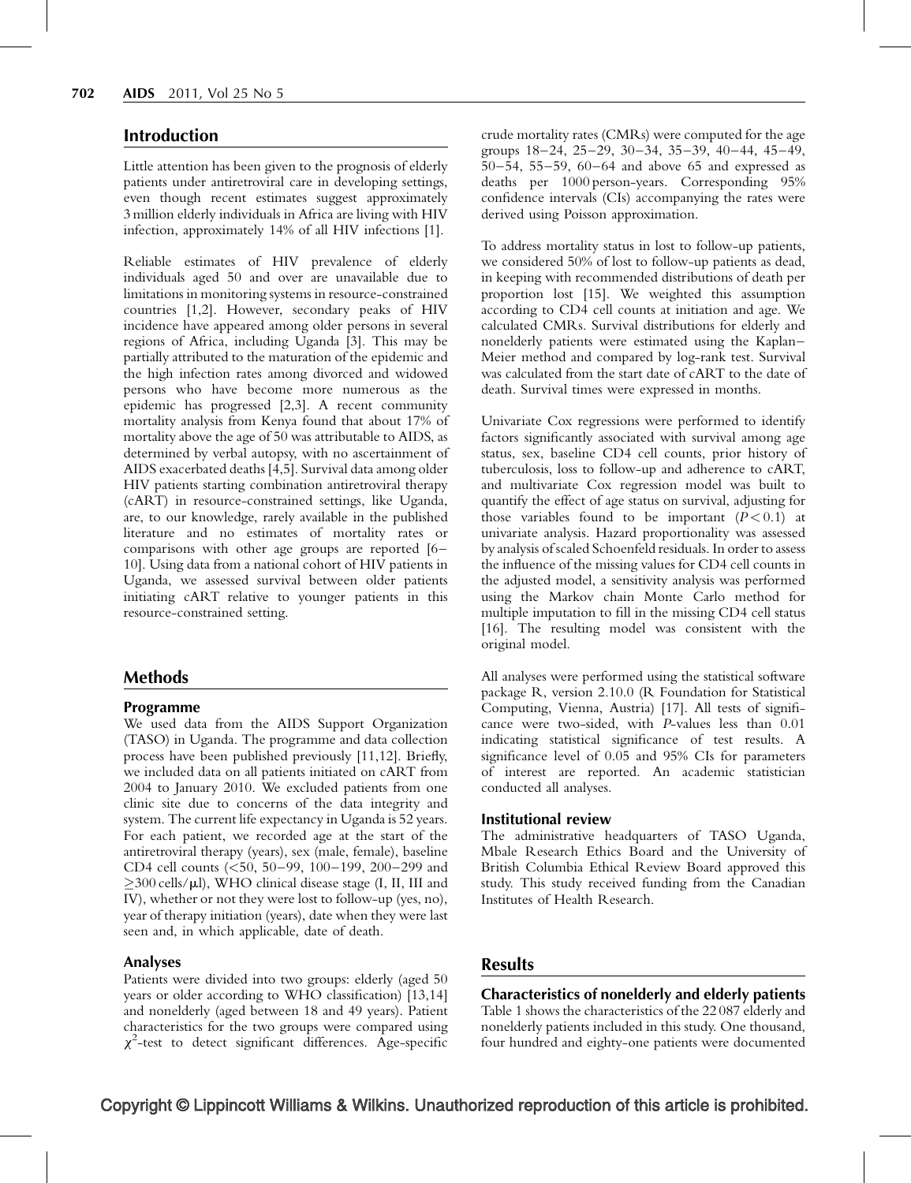## Introduction

Little attention has been given to the prognosis of elderly patients under antiretroviral care in developing settings, even though recent estimates suggest approximately 3 million elderly individuals in Africa are living with HIV infection, approximately 14% of all HIV infections [1].

Reliable estimates of HIV prevalence of elderly individuals aged 50 and over are unavailable due to limitations in monitoring systems in resource-constrained countries [1,2]. However, secondary peaks of HIV incidence have appeared among older persons in several regions of Africa, including Uganda [3]. This may be partially attributed to the maturation of the epidemic and the high infection rates among divorced and widowed persons who have become more numerous as the epidemic has progressed [2,3]. A recent community mortality analysis from Kenya found that about 17% of mortality above the age of 50 was attributable to AIDS, as determined by verbal autopsy, with no ascertainment of AIDS exacerbated deaths [4,5]. Survival data among older HIV patients starting combination antiretroviral therapy (cART) in resource-constrained settings, like Uganda, are, to our knowledge, rarely available in the published literature and no estimates of mortality rates or comparisons with other age groups are reported [6–10]. Using data from a national cohort of HIV patients in Uganda, we assessed survival between older patients initiating cART relative to younger patients in this resource-constrained setting.

## Methods

### Programme

We used data from the AIDS Support Organization (TASO) in Uganda. The programme and data collection process have been published previously [11,12]. Briefly, we included data on all patients initiated on cART from 2004 to January 2010. We excluded patients from one clinic site due to concerns of the data integrity and system. The current life expectancy in Uganda is 52 years. For each patient, we recorded age at the start of the antiretroviral therapy (years), sex (male, female), baseline CD4 cell counts (<50, 50–99, 100–199, 200–299 and ≥300 cells/μl), WHO clinical disease stage (I, II, III and IV), whether or not they were lost to follow-up (yes, no), year of therapy initiation (years), date when they were last seen and, in which applicable, date of death.

### Analyses

Patients were divided into two groups: elderly (aged 50 years or older according to WHO classification) [13,14] and nonelderly (aged between 18 and 49 years). Patient characteristics for the two groups were compared using $\chi^2$-test to detect significant differences. Age-specific crude mortality rates (CMRs) were computed for the age groups 18–24, 25–29, 30–34, 35–39, 40–44, 45–49, 50–54, 55–59, 60–64 and above 65 and expressed as deaths per 1000 person-years. Corresponding 95% confidence intervals (CIs) accompanying the rates were derived using Poisson approximation.

To address mortality status in lost to follow-up patients, we considered 50% of lost to follow-up patients as dead, in keeping with recommended distributions of death per proportion lost [15]. We weighted this assumption according to CD4 cell counts at initiation and age. We calculated CMRs. Survival distributions for elderly and nonelderly patients were estimated using the Kaplan–Meier method and compared by log-rank test. Survival was calculated from the start date of cART to the date of death. Survival times were expressed in months.

Univariate Cox regressions were performed to identify factors significantly associated with survival among age status, sex, baseline CD4 cell counts, prior history of tuberculosis, loss to follow-up and adherence to cART, and multivariate Cox regression model was built to quantify the effect of age status on survival, adjusting for those variables found to be important ($P < 0.1$) at univariate analysis. Hazard proportionality was assessed by analysis of scaled Schoenfeld residuals. In order to assess the influence of the missing values for CD4 cell counts in the adjusted model, a sensitivity analysis was performed using the Markov chain Monte Carlo method for multiple imputation to fill in the missing CD4 cell status [16]. The resulting model was consistent with the original model.

All analyses were performed using the statistical software package R, version 2.10.0 (R Foundation for Statistical Computing, Vienna, Austria) [17]. All tests of significance were two-sided, with $P$-values less than 0.01 indicating statistical significance of test results. A significance level of 0.05 and 95% CIs for parameters of interest are reported. An academic statistician conducted all analyses.

### Institutional review

The administrative headquarters of TASO Uganda, Mbale Research Ethics Board and the University of British Columbia Ethical Review Board approved this study. This study received funding from the Canadian Institutes of Health Research.

## Results

### Characteristics of nonelderly and elderly patients

Table 1 shows the characteristics of the 22 087 elderly and nonelderly patients included in this study. One thousand, four hundred and eighty-one patients were documented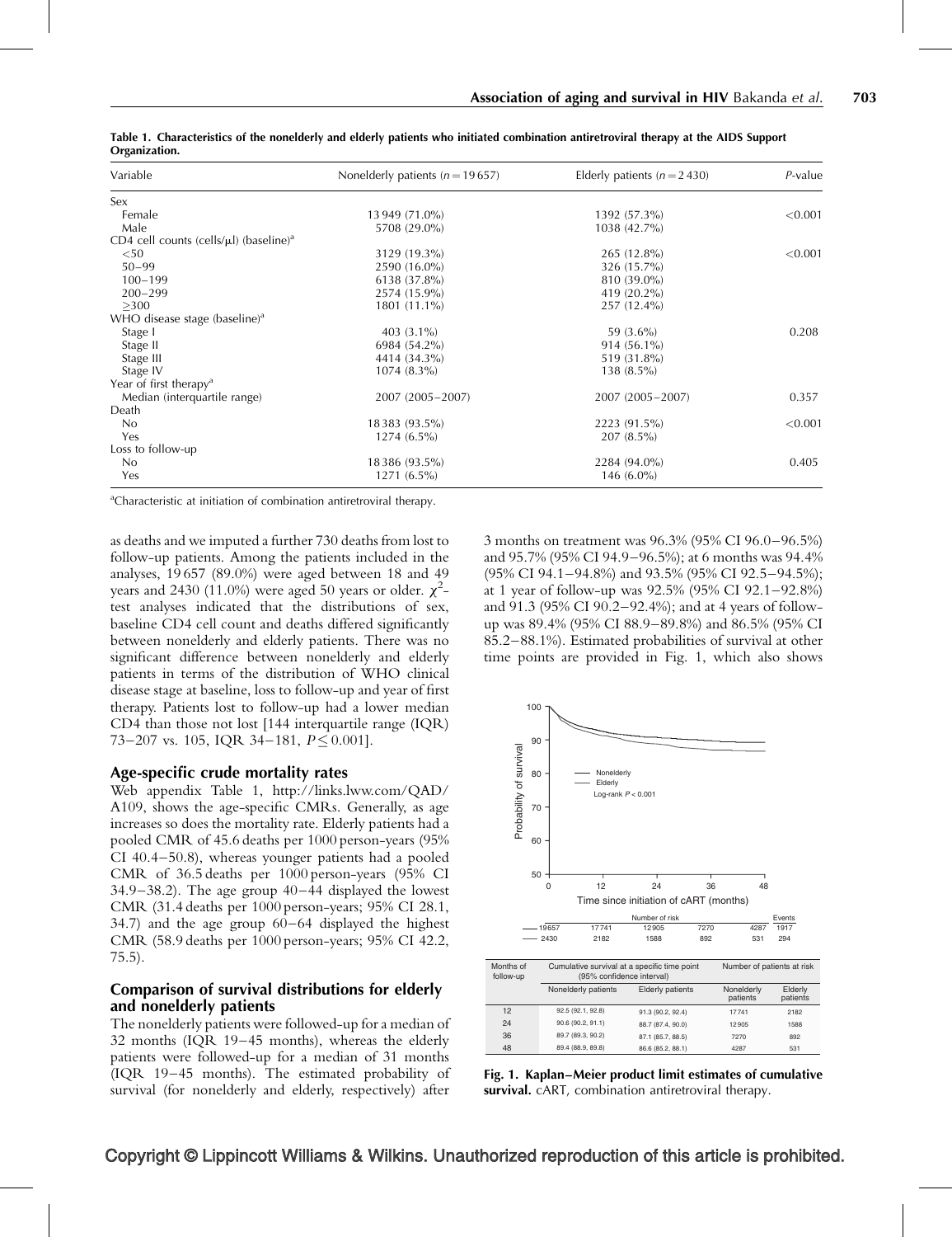**Table 1. Characteristics of the nonelderly and elderly patients who initiated combination antiretroviral therapy at the AIDS Support Organization.**

| Variable | Nonelderly patients ($n = 19\,657$) | Elderly patients ($n = 2\,430$) | *P*-value |
|---|---|---|---|
| Sex | | | |
| Female | 13 949 (71.0%) | 1392 (57.3%) | <0.001 |
| Male | 5708 (29.0%) | 1038 (42.7%) | |
| CD4 cell counts (cells/μl) (baseline)[a] | | | |
| <50 | 3129 (19.3%) | 265 (12.8%) | <0.001 |
| 50–99 | 2590 (16.0%) | 326 (15.7%) | |
| 100–199 | 6138 (37.8%) | 810 (39.0%) | |
| 200–299 | 2574 (15.9%) | 419 (20.2%) | |
| ≥300 | 1801 (11.1%) | 257 (12.4%) | |
| WHO disease stage (baseline)[a] | | | |
| Stage I | 403 (3.1%) | 59 (3.6%) | 0.208 |
| Stage II | 6984 (54.2%) | 914 (56.1%) | |
| Stage III | 4414 (34.3%) | 519 (31.8%) | |
| Stage IV | 1074 (8.3%) | 138 (8.5%) | |
| Year of first therapy[a] | | | |
| Median (interquartile range) | 2007 (2005–2007) | 2007 (2005–2007) | 0.357 |
| Death | | | |
| No | 18 383 (93.5%) | 2223 (91.5%) | <0.001 |
| Yes | 1274 (6.5%) | 207 (8.5%) | |
| Loss to follow-up | | | |
| No | 18 386 (93.5%) | 2284 (94.0%) | 0.405 |
| Yes | 1271 (6.5%) | 146 (6.0%) | |

[a]Characteristic at initiation of combination antiretroviral therapy.

as deaths and we imputed a further 730 deaths from lost to follow-up patients. Among the patients included in the analyses, 19 657 (89.0%) were aged between 18 and 49 years and 2430 (11.0%) were aged 50 years or older. $\chi^2$-test analyses indicated that the distributions of sex, baseline CD4 cell count and deaths differed significantly between nonelderly and elderly patients. There was no significant difference between nonelderly and elderly patients in terms of the distribution of WHO clinical disease stage at baseline, loss to follow-up and year of first therapy. Patients lost to follow-up had a lower median CD4 than those not lost [144 interquartile range (IQR) 73–207 vs. 105, IQR 34–181, $P \leq 0.001$].

## Age-specific crude mortality rates

Web appendix Table 1, http://links.lww.com/QAD/A109, shows the age-specific CMRs. Generally, as age increases so does the mortality rate. Elderly patients had a pooled CMR of 45.6 deaths per 1000 person-years (95% CI 40.4–50.8), whereas younger patients had a pooled CMR of 36.5 deaths per 1000 person-years (95% CI 34.9–38.2). The age group 40–44 displayed the lowest CMR (31.4 deaths per 1000 person-years; 95% CI 28.1, 34.7) and the age group 60–64 displayed the highest CMR (58.9 deaths per 1000 person-years; 95% CI 42.2, 75.5).

## Comparison of survival distributions for elderly and nonelderly patients

The nonelderly patients were followed-up for a median of 32 months (IQR 19–45 months), whereas the elderly patients were followed-up for a median of 31 months (IQR 19–45 months). The estimated probability of survival (for nonelderly and elderly, respectively) after 3 months on treatment was 96.3% (95% CI 96.0–96.5%) and 95.7% (95% CI 94.9–96.5%); at 6 months was 94.4% (95% CI 94.1–94.8%) and 93.5% (95% CI 92.5–94.5%); at 1 year of follow-up was 92.5% (95% CI 92.1–92.8%) and 91.3 (95% CI 90.2–92.4%); and at 4 years of follow-up was 89.4% (95% CI 88.9–89.8%) and 86.5% (95% CI 85.2–88.1%). Estimated probabilities of survival at other time points are provided in Fig. 1, which also shows

| | Number of risk | | | | | Events |
|---|---|---|---|---|---|---|
| Nonelderly | 19657 | 17741 | 12905 | 7270 | 4287 | 1917 |
| Elderly | 2430 | 2182 | 1588 | 892 | 531 | 294 |

| Months of follow-up | Cumulative survival at a specific time point (95% confidence interval) | | Number of patients at risk | |
|---|---|---|---|---|
| | Nonelderly patients | Elderly patients | Nonelderly patients | Elderly patients |
| 12 | 92.5 (92.1, 92.8) | 91.3 (90.2, 92.4) | 17741 | 2182 |
| 24 | 90.6 (90.2, 91.1) | 88.7 (87.4, 90.0) | 12905 | 1588 |
| 36 | 89.7 (89.3, 90.2) | 87.1 (85.7, 88.5) | 7270 | 892 |
| 48 | 89.4 (88.9, 89.8) | 86.6 (85.2, 88.1) | 4287 | 531 |

**Fig. 1. Kaplan–Meier product limit estimates of cumulative survival.** cART, combination antiretroviral therapy.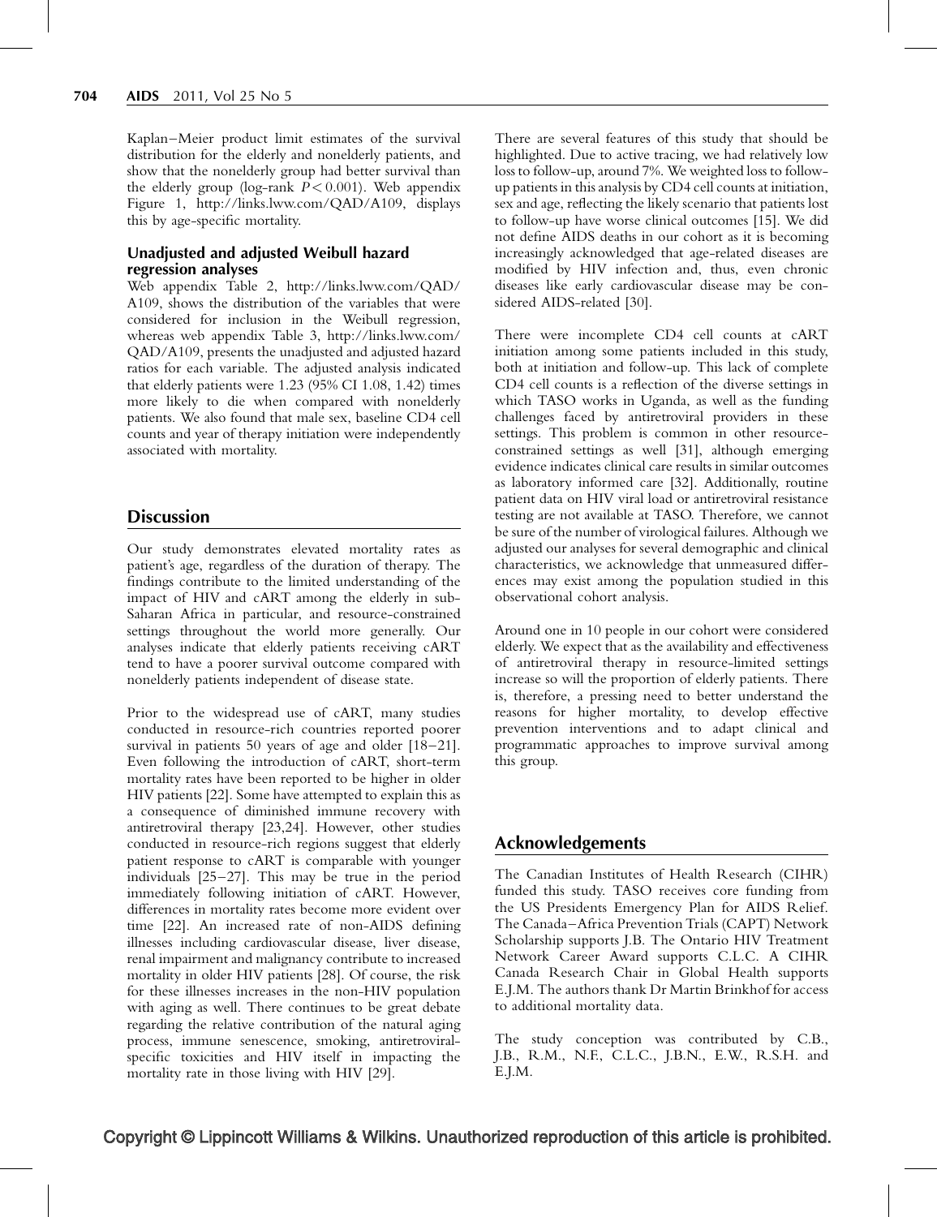Kaplan–Meier product limit estimates of the survival distribution for the elderly and nonelderly patients, and show that the nonelderly group had better survival than the elderly group (log-rank $P < 0.001$). Web appendix Figure 1, http://links.lww.com/QAD/A109, displays this by age-specific mortality.

### Unadjusted and adjusted Weibull hazard regression analyses

Web appendix Table 2, http://links.lww.com/QAD/A109, shows the distribution of the variables that were considered for inclusion in the Weibull regression, whereas web appendix Table 3, http://links.lww.com/QAD/A109, presents the unadjusted and adjusted hazard ratios for each variable. The adjusted analysis indicated that elderly patients were 1.23 (95% CI 1.08, 1.42) times more likely to die when compared with nonelderly patients. We also found that male sex, baseline CD4 cell counts and year of therapy initiation were independently associated with mortality.

## Discussion

Our study demonstrates elevated mortality rates as patient's age, regardless of the duration of therapy. The findings contribute to the limited understanding of the impact of HIV and cART among the elderly in sub-Saharan Africa in particular, and resource-constrained settings throughout the world more generally. Our analyses indicate that elderly patients receiving cART tend to have a poorer survival outcome compared with nonelderly patients independent of disease state.

Prior to the widespread use of cART, many studies conducted in resource-rich countries reported poorer survival in patients 50 years of age and older [18–21]. Even following the introduction of cART, short-term mortality rates have been reported to be higher in older HIV patients [22]. Some have attempted to explain this as a consequence of diminished immune recovery with antiretroviral therapy [23,24]. However, other studies conducted in resource-rich regions suggest that elderly patient response to cART is comparable with younger individuals [25–27]. This may be true in the period immediately following initiation of cART. However, differences in mortality rates become more evident over time [22]. An increased rate of non-AIDS defining illnesses including cardiovascular disease, liver disease, renal impairment and malignancy contribute to increased mortality in older HIV patients [28]. Of course, the risk for these illnesses increases in the non-HIV population with aging as well. There continues to be great debate regarding the relative contribution of the natural aging process, immune senescence, smoking, antiretroviral-specific toxicities and HIV itself in impacting the mortality rate in those living with HIV [29].

There are several features of this study that should be highlighted. Due to active tracing, we had relatively low loss to follow-up, around 7%. We weighted loss to follow-up patients in this analysis by CD4 cell counts at initiation, sex and age, reflecting the likely scenario that patients lost to follow-up have worse clinical outcomes [15]. We did not define AIDS deaths in our cohort as it is becoming increasingly acknowledged that age-related diseases are modified by HIV infection and, thus, even chronic diseases like early cardiovascular disease may be considered AIDS-related [30].

There were incomplete CD4 cell counts at cART initiation among some patients included in this study, both at initiation and follow-up. This lack of complete CD4 cell counts is a reflection of the diverse settings in which TASO works in Uganda, as well as the funding challenges faced by antiretroviral providers in these settings. This problem is common in other resource-constrained settings as well [31], although emerging evidence indicates clinical care results in similar outcomes as laboratory informed care [32]. Additionally, routine patient data on HIV viral load or antiretroviral resistance testing are not available at TASO. Therefore, we cannot be sure of the number of virological failures. Although we adjusted our analyses for several demographic and clinical characteristics, we acknowledge that unmeasured differences may exist among the population studied in this observational cohort analysis.

Around one in 10 people in our cohort were considered elderly. We expect that as the availability and effectiveness of antiretroviral therapy in resource-limited settings increase so will the proportion of elderly patients. There is, therefore, a pressing need to better understand the reasons for higher mortality, to develop effective prevention interventions and to adapt clinical and programmatic approaches to improve survival among this group.

## Acknowledgements

The Canadian Institutes of Health Research (CIHR) funded this study. TASO receives core funding from the US Presidents Emergency Plan for AIDS Relief. The Canada–Africa Prevention Trials (CAPT) Network Scholarship supports J.B. The Ontario HIV Treatment Network Career Award supports C.L.C. A CIHR Canada Research Chair in Global Health supports E.J.M. The authors thank Dr Martin Brinkhof for access to additional mortality data.

The study conception was contributed by C.B., J.B., R.M., N.F., C.L.C., J.B.N., E.W., R.S.H. and E.J.M.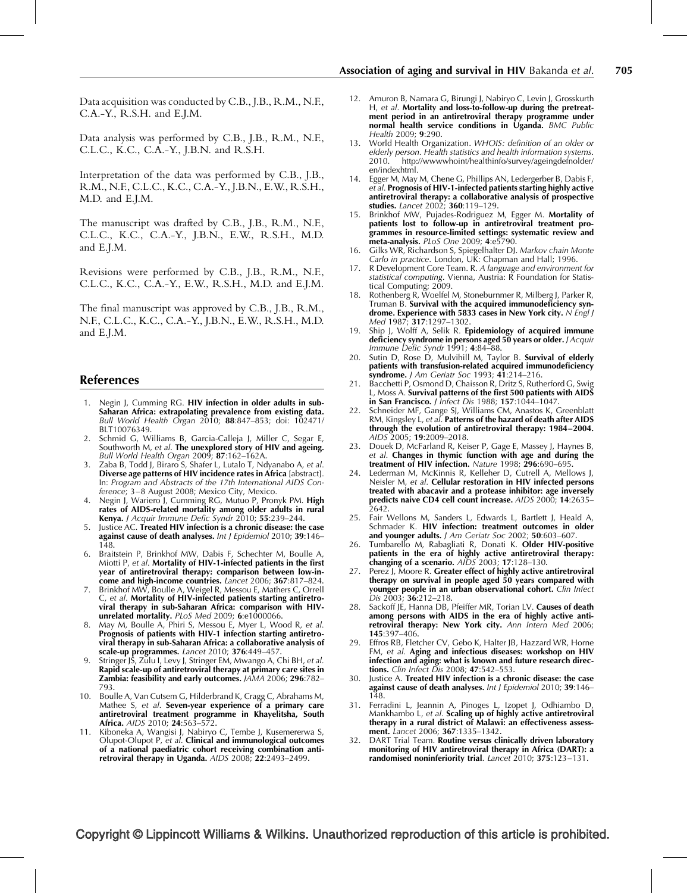Data acquisition was conducted by C.B., J.B., R.M., N.F., C.A.-Y., R.S.H. and E.J.M.

Data analysis was performed by C.B., J.B., R.M., N.F., C.L.C., K.C., C.A.-Y., J.B.N. and R.S.H.

Interpretation of the data was performed by C.B., J.B., R.M., N.F., C.L.C., K.C., C.A.-Y., J.B.N., E.W., R.S.H., M.D. and E.J.M.

The manuscript was drafted by C.B., J.B., R.M., N.F., C.L.C., K.C., C.A.-Y., J.B.N., E.W., R.S.H., M.D. and E.J.M.

Revisions were performed by C.B., J.B., R.M., N.F., C.L.C., K.C., C.A.-Y., E.W., R.S.H., M.D. and E.J.M.

The final manuscript was approved by C.B., J.B., R.M., N.F., C.L.C., K.C., C.A.-Y., J.B.N., E.W., R.S.H., M.D. and E.J.M.

## References

1. Negin J, Cumming RG. **HIV infection in older adults in sub-Saharan Africa: extrapolating prevalence from existing data.** *Bull World Health Organ* 2010; **88**:847–853; doi: 102471/BLT10076349.
2. Schmid G, Williams B, Garcia-Calleja J, Miller C, Segar E, Southworth M, *et al.* **The unexplored story of HIV and ageing.** *Bull World Health Organ* 2009; **87**:162–162A.
3. Zaba B, Todd J, Biraro S, Shafer L, Lutalo T, Ndyanabo A, *et al.* **Diverse age patterns of HIV incidence rates in Africa** [abstract]. In: *Program and Abstracts of the 17th International AIDS Conference*; 3–8 August 2008; Mexico City, Mexico.
4. Negin J, Wariero J, Cumming RG, Mutuo P, Pronyk PM. **High rates of AIDS-related mortality among older adults in rural Kenya.** *J Acquir Immune Defic Syndr* 2010; **55**:239–244.
5. Justice AC. **Treated HIV infection is a chronic disease: the case against cause of death analyses.** *Int J Epidemiol* 2010; **39**:146–148.
6. Braitstein P, Brinkhof MW, Dabis F, Schechter M, Boulle A, Miotti P, *et al.* **Mortality of HIV-1-infected patients in the first year of antiretroviral therapy: comparison between low-income and high-income countries.** *Lancet* 2006; **367**:817–824.
7. Brinkhof MW, Boulle A, Weigel R, Messou E, Mathers C, Orrell C, *et al.* **Mortality of HIV-infected patients starting antiretroviral therapy in sub-Saharan Africa: comparison with HIV-unrelated mortality.** *PLoS Med* 2009; **6**:e1000066.
8. May M, Boulle A, Phiri S, Messou E, Myer L, Wood R, *et al.* **Prognosis of patients with HIV-1 infection starting antiretroviral therapy in sub-Saharan Africa: a collaborative analysis of scale-up programmes.** *Lancet* 2010; **376**:449–457.
9. Stringer JS, Zulu I, Levy J, Stringer EM, Mwango A, Chi BH, *et al.* **Rapid scale-up of antiretroviral therapy at primary care sites in Zambia: feasibility and early outcomes.** *JAMA* 2006; **296**:782–793.
10. Boulle A, Van Cutsem G, Hilderbrand K, Cragg C, Abrahams M, Mathee S, *et al.* **Seven-year experience of a primary care antiretroviral treatment programme in Khayelitsha, South Africa.** *AIDS* 2010; **24**:563–572.
11. Kiboneka A, Wangisi J, Nabiryo C, Tembe J, Kusemererwa S, Olupot-Olupot P, *et al.* **Clinical and immunological outcomes of a national paediatric cohort receiving combination antiretroviral therapy in Uganda.** *AIDS* 2008; **22**:2493–2499.
12. Amuron B, Namara G, Birungi J, Nabiryo C, Levin J, Grosskurth H, *et al.* **Mortality and loss-to-follow-up during the pretreatment period in an antiretroviral therapy programme under normal health service conditions in Uganda.** *BMC Public Health* 2009; **9**:290.
13. World Health Organization. *WHOIS: definition of an older or elderly person. Health statistics and health information systems*. 2010. http://wwwwhoint/healthinfo/survey/ageingdefnolder/en/indexhtml.
14. Egger M, May M, Chene G, Phillips AN, Ledergerber B, Dabis F, *et al.* **Prognosis of HIV-1-infected patients starting highly active antiretroviral therapy: a collaborative analysis of prospective studies.** *Lancet* 2002; **360**:119–129.
15. Brinkhof MW, Pujades-Rodriguez M, Egger M. **Mortality of patients lost to follow-up in antiretroviral treatment programmes in resource-limited settings: systematic review and meta-analysis.** *PLoS One* 2009; **4**:e5790.
16. Gilks WR, Richardson S, Spiegelhalter DJ. *Markov chain Monte Carlo in practice*. London, UK: Chapman and Hall; 1996.
17. R Development Core Team. R. *A language and environment for statistical computing*. Vienna, Austria: R Foundation for Statistical Computing; 2009.
18. Rothenberg R, Woelfel M, Stoneburnmer R, Milberg J, Parker R, Truman B. **Survival with the acquired immunodeficiency syndrome. Experience with 5833 cases in New York city.** *N Engl J Med* 1987; **317**:1297–1302.
19. Ship J, Wolff A, Selik R. **Epidemiology of acquired immune deficiency syndrome in persons aged 50 years or older.** *J Acquir Immune Defic Syndr* 1991; **4**:84–88.
20. Sutin D, Rose D, Mulvihill M, Taylor B. **Survival of elderly patients with transfusion-related acquired immunodeficiency syndrome.** *J Am Geriatr Soc* 1993; **41**:214–216.
21. Bacchetti P, Osmond D, Chaisson R, Dritz S, Rutherford G, Swig L, Moss A. **Survival patterns of the first 500 patients with AIDS in San Francisco.** *J Infect Dis* 1988; **157**:1044–1047.
22. Schneider MF, Gange SJ, Williams CM, Anastos K, Greenblatt RM, Kingsley L, *et al.* **Patterns of the hazard of death after AIDS through the evolution of antiretroviral therapy: 1984–2004.** *AIDS* 2005; **19**:2009–2018.
23. Douek D, McFarland R, Keiser P, Gage E, Massey J, Haynes B, *et al.* **Changes in thymic function with age and during the treatment of HIV infection.** *Nature* 1998; **296**:690–695.
24. Lederman M, McKinnis R, Kelleher D, Cutrell A, Mellows J, Neisler M, *et al.* **Cellular restoration in HIV infected persons treated with abacavir and a protease inhibitor: age inversely predicts naive CD4 cell count increase.** *AIDS* 2000; **14**:2635–2642.
25. Fair Wellons M, Sanders L, Edwards L, Bartlett J, Heald A, Schmader K. **HIV infection: treatment outcomes in older and younger adults.** *J Am Geriatr Soc* 2002; **50**:603–607.
26. Tumbarello M, Rabagliati R, Donati K. **Older HIV-positive patients in the era of highly active antiretroviral therapy: changing of a scenario.** *AIDS* 2003; **17**:128–130.
27. Perez J, Moore R. **Greater effect of highly active antiretroviral therapy on survival in people aged 50 years compared with younger people in an urban observational cohort.** *Clin Infect Dis* 2003; **36**:212–218.
28. Sackoff JE, Hanna DB, Pfeiffer MR, Torian LV. **Causes of death among persons with AIDS in the era of highly active antiretroviral therapy: New York city.** *Ann Intern Med* 2006; **145**:397–406.
29. Effros RB, Fletcher CV, Gebo K, Halter JB, Hazzard WR, Horne FM, *et al.* **Aging and infectious diseases: workshop on HIV infection and aging: what is known and future research directions.** *Clin Infect Dis* 2008; **47**:542–553.
30. Justice A. **Treated HIV infection is a chronic disease: the case against cause of death analyses.** *Int J Epidemiol* 2010; **39**:146–148.
31. Ferradini L, Jeannin A, Pinoges L, Izopet J, Odhiambo D, Mankhambo L, *et al.* **Scaling up of highly active antiretroviral therapy in a rural district of Malawi: an effectiveness assessment.** *Lancet* 2006; **367**:1335–1342.
32. DART Trial Team. **Routine versus clinically driven laboratory monitoring of HIV antiretroviral therapy in Africa (DART): a randomised noninferiority trial**. *Lancet* 2010; **375**:123–131.